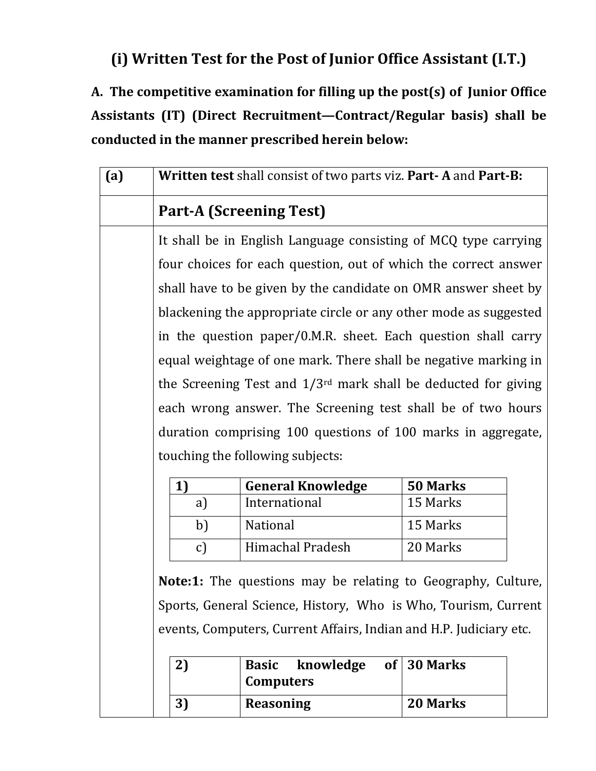## (i) Written Test for the Post of Junior Office Assistant (I.T.)

**A. The competitive examination for filling up the post(s) of Junior Office Assistants (IT) (Direct Recruitment—Contract/Regular basis) shall be conducted in the manner prescribed herein below:**

**(a)** **Written test** shall consist of two parts viz. **Part- A** and **Part-B:**

### Part-A (Screening Test)

It shall be in English Language consisting of MCQ type carrying four choices for each question, out of which the correct answer shall have to be given by the candidate on OMR answer sheet by blackening the appropriate circle or any other mode as suggested in the question paper/0.M.R. sheet. Each question shall carry equal weightage of one mark. There shall be negative marking in the Screening Test and 1/3rd mark shall be deducted for giving each wrong answer. The Screening test shall be of two hours duration comprising 100 questions of 100 marks in aggregate, touching the following subjects:

| **1)** | **General Knowledge** | **50 Marks** |
|---|---|---|
| a) | International | 15 Marks |
| b) | National | 15 Marks |
| c) | Himachal Pradesh | 20 Marks |

**Note:1:** The questions may be relating to Geography, Culture, Sports, General Science, History, Who is Who, Tourism, Current events, Computers, Current Affairs, Indian and H.P. Judiciary etc.

| **2)** | **Basic knowledge of Computers** | **30 Marks** |
|---|---|---|
| **3)** | **Reasoning** | **20 Marks** |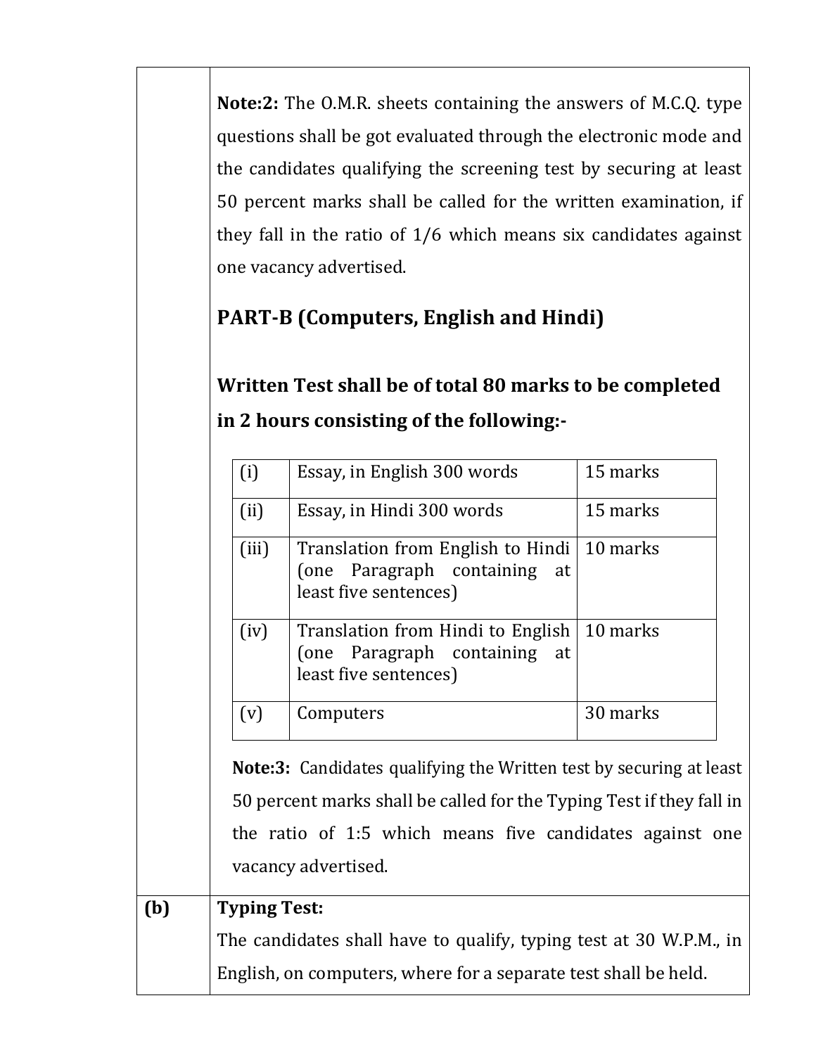**Note:2:** The O.M.R. sheets containing the answers of M.C.Q. type questions shall be got evaluated through the electronic mode and the candidates qualifying the screening test by securing at least 50 percent marks shall be called for the written examination, if they fall in the ratio of 1/6 which means six candidates against one vacancy advertised.

## PART-B (Computers, English and Hindi)

**Written Test shall be of total 80 marks to be completed in 2 hours consisting of the following:-**

| | | |
|---|---|---|
| (i) | Essay, in English 300 words | 15 marks |
| (ii) | Essay, in Hindi 300 words | 15 marks |
| (iii) | Translation from English to Hindi (one Paragraph containing at least five sentences) | 10 marks |
| (iv) | Translation from Hindi to English (one Paragraph containing at least five sentences) | 10 marks |
| (v) | Computers | 30 marks |

**Note:3:** Candidates qualifying the Written test by securing at least 50 percent marks shall be called for the Typing Test if they fall in the ratio of 1:5 which means five candidates against one vacancy advertised.

**(b)** **Typing Test:**

The candidates shall have to qualify, typing test at 30 W.P.M., in English, on computers, where for a separate test shall be held.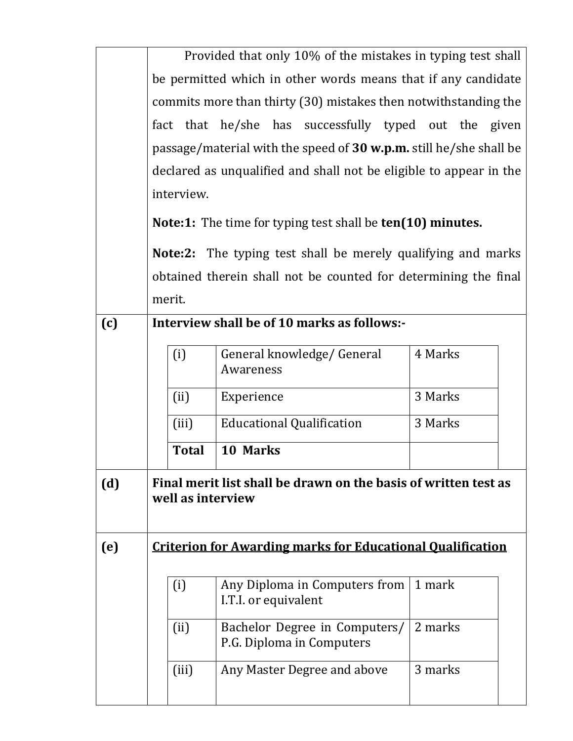Provided that only 10% of the mistakes in typing test shall be permitted which in other words means that if any candidate commits more than thirty (30) mistakes then notwithstanding the fact that he/she has successfully typed out the given passage/material with the speed of **30 w.p.m.** still he/she shall be declared as unqualified and shall not be eligible to appear in the interview.

**Note:1:** The time for typing test shall be **ten(10) minutes.**

**Note:2:** The typing test shall be merely qualifying and marks obtained therein shall not be counted for determining the final merit.

**(c) Interview shall be of 10 marks as follows:-**

| (i) | General knowledge/ General Awareness | 4 Marks |
|---|---|---|
| (ii) | Experience | 3 Marks |
| (iii) | Educational Qualification | 3 Marks |
| **Total** | **10 Marks** | |

**(d) Final merit list shall be drawn on the basis of written test as well as interview**

**(e) <u>Criterion for Awarding marks for Educational Qualification</u>**

| (i) | Any Diploma in Computers from I.T.I. or equivalent | 1 mark |
|---|---|---|
| (ii) | Bachelor Degree in Computers/ P.G. Diploma in Computers | 2 marks |
| (iii) | Any Master Degree and above | 3 marks |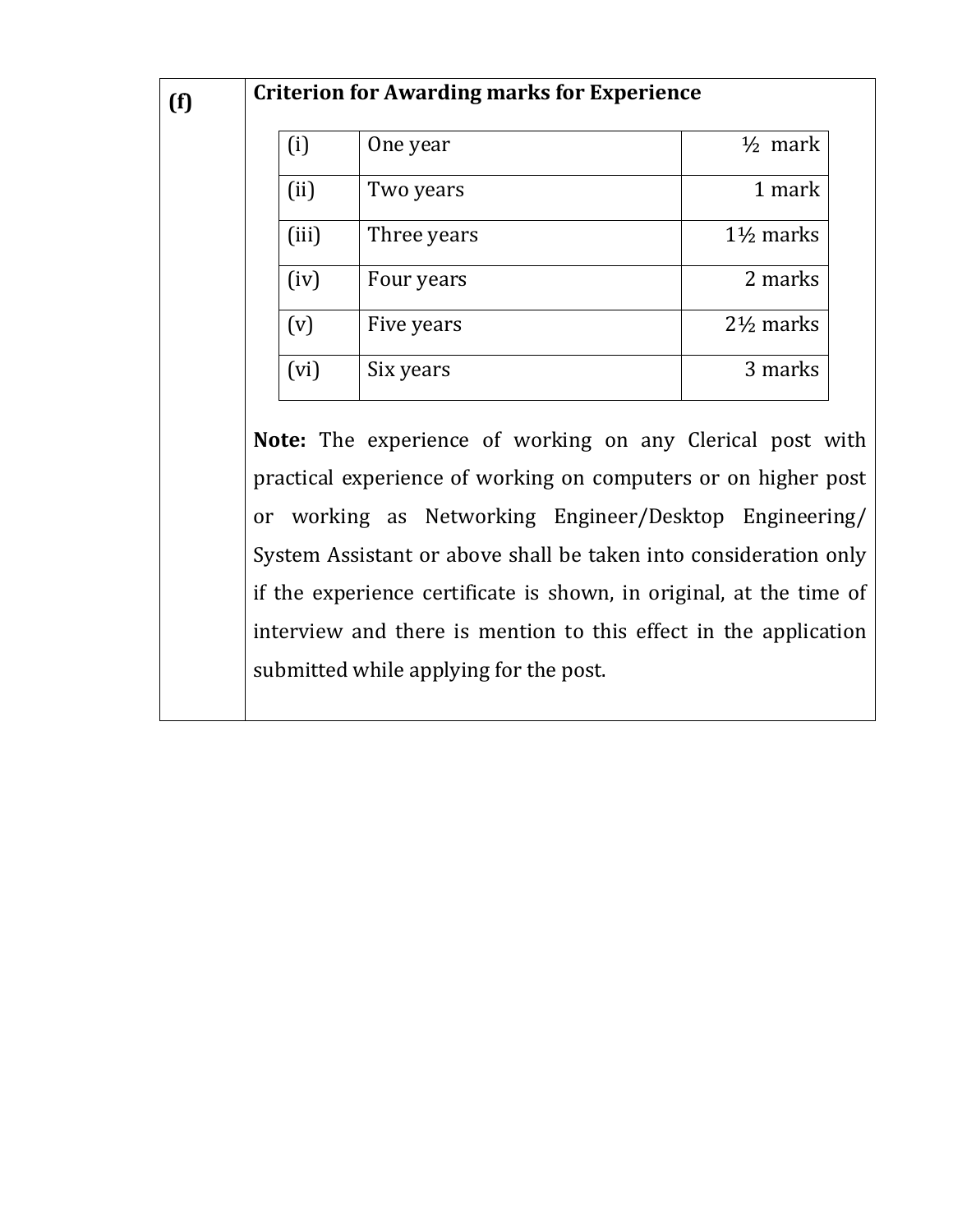**(f)** **Criterion for Awarding marks for Experience**

| | | |
|---|---|---|
| (i) | One year | ½ mark |
| (ii) | Two years | 1 mark |
| (iii) | Three years | 1½ marks |
| (iv) | Four years | 2 marks |
| (v) | Five years | 2½ marks |
| (vi) | Six years | 3 marks |

**Note:** The experience of working on any Clerical post with practical experience of working on computers or on higher post or working as Networking Engineer/Desktop Engineering/ System Assistant or above shall be taken into consideration only if the experience certificate is shown, in original, at the time of interview and there is mention to this effect in the application submitted while applying for the post.